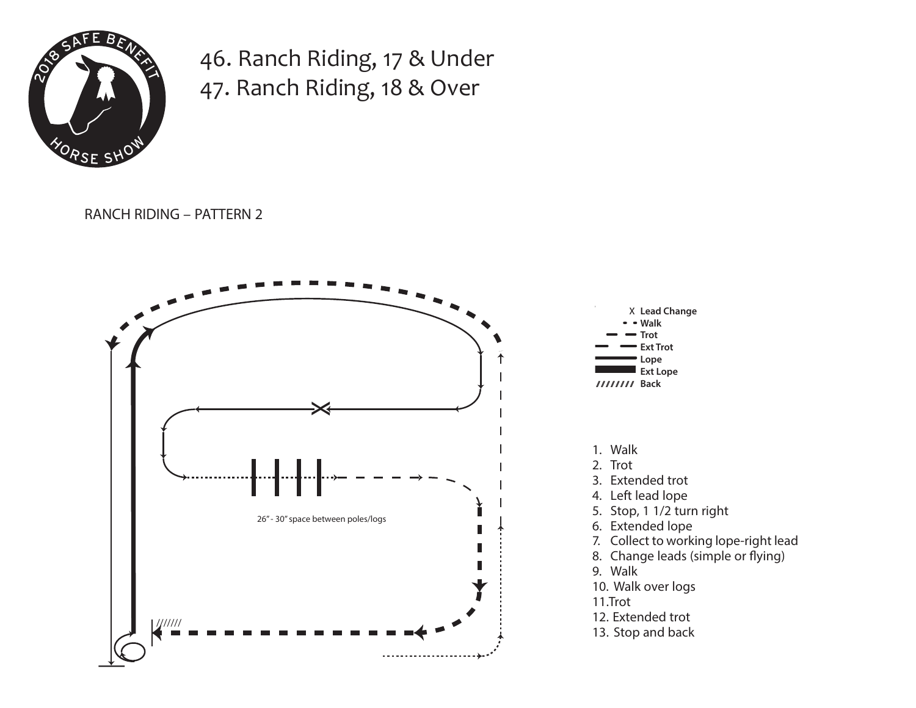# 46. Ranch Riding, 17 & Under
# 47. Ranch Riding, 18 & Over

RANCH RIDING – PATTERN 2

26" - 30" space between poles/logs

X Lead Change
Walk
Trot
Ext Trot
Lope
Ext Lope
Back

1. Walk
2. Trot
3. Extended trot
4. Left lead lope
5. Stop, 1 1/2 turn right
6. Extended lope
7. Collect to working lope-right lead
8. Change leads (simple or flying)
9. Walk
10. Walk over logs
11. Trot
12. Extended trot
13. Stop and back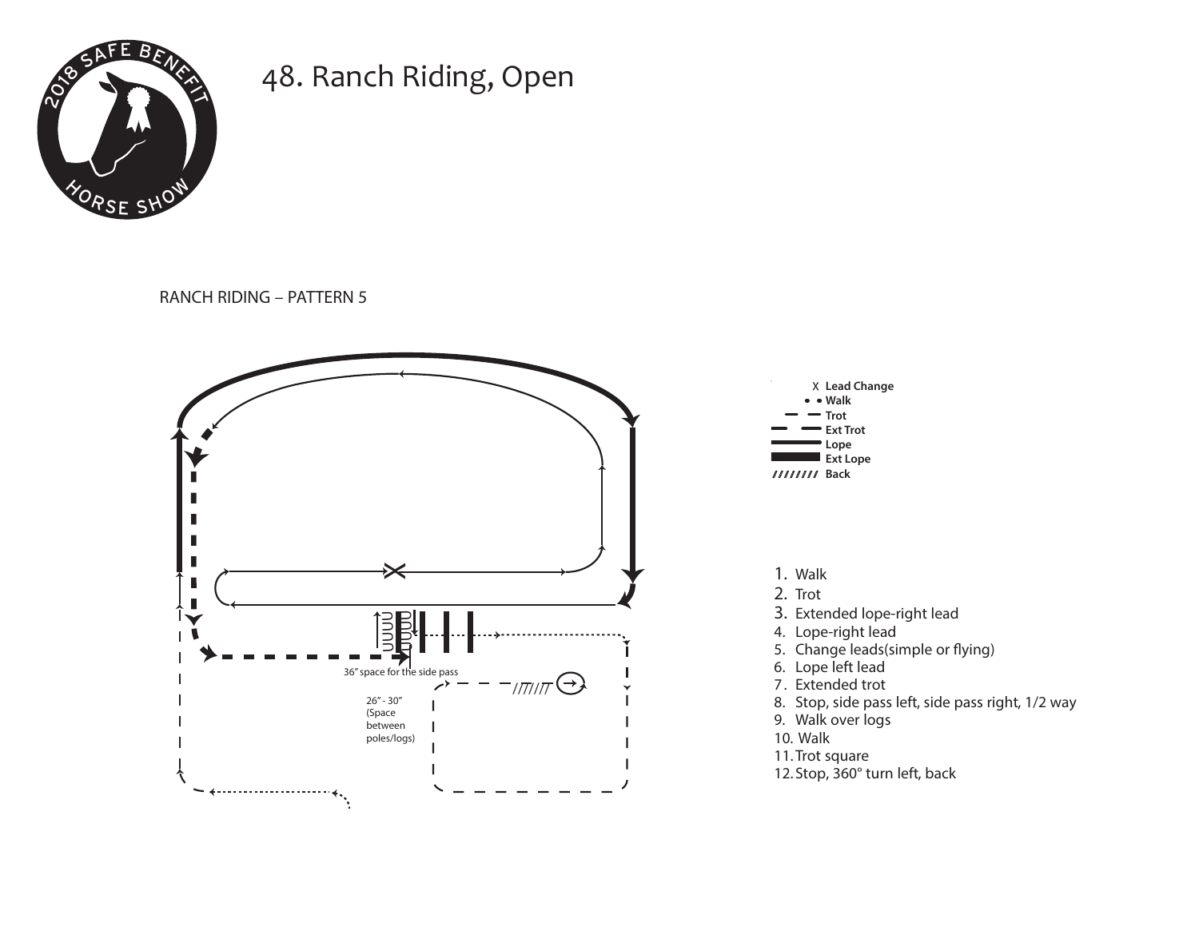# 48. Ranch Riding, Open

RANCH RIDING – PATTERN 5

36" space for the side pass

26" - 30"
(Space
between
poles/logs)

X Lead Change
• • Walk
Trot
Ext Trot
Lope
Ext Lope
///////// Back

1. Walk
2. Trot
3. Extended lope-right lead
4. Lope-right lead
5. Change leads(simple or flying)
6. Lope left lead
7. Extended trot
8. Stop, side pass left, side pass right, 1/2 way
9. Walk over logs
10. Walk
11. Trot square
12. Stop, 360° turn left, back